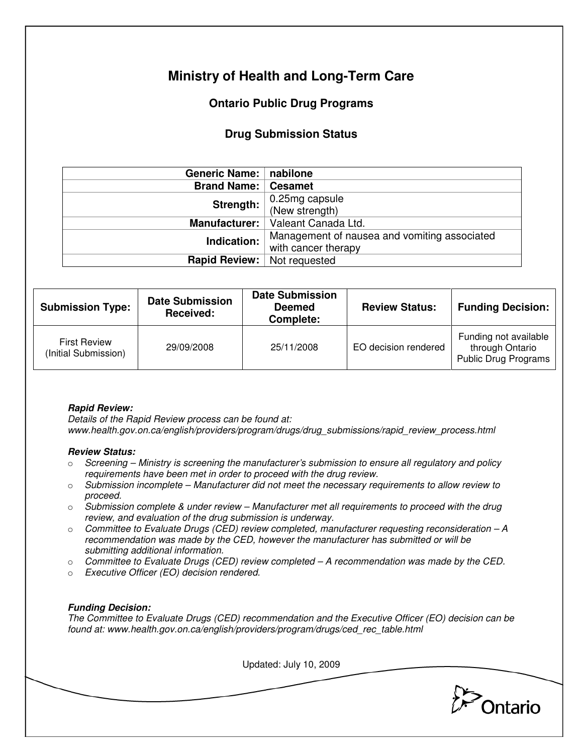# Ministry of Health and Long-Term Care

## Ontario Public Drug Programs

### Drug Submission Status

| | |
|---|---|
| **Generic Name:** | **nabilone** |
| **Brand Name:** | **Cesamet** |
| **Strength:** | 0.25mg capsule (New strength) |
| **Manufacturer:** | Valeant Canada Ltd. |
| **Indication:** | Management of nausea and vomiting associated with cancer therapy |
| **Rapid Review:** | Not requested |

| Submission Type: | Date Submission Received: | Date Submission Deemed Complete: | Review Status: | Funding Decision: |
|---|---|---|---|---|
| First Review (Initial Submission) | 29/09/2008 | 25/11/2008 | EO decision rendered | Funding not available through Ontario Public Drug Programs |

***Rapid Review:***
*Details of the Rapid Review process can be found at:*
*www.health.gov.on.ca/english/providers/program/drugs/drug_submissions/rapid_review_process.html*

***Review Status:***

- *Screening – Ministry is screening the manufacturer's submission to ensure all regulatory and policy requirements have been met in order to proceed with the drug review.*
- *Submission incomplete – Manufacturer did not meet the necessary requirements to allow review to proceed.*
- *Submission complete & under review – Manufacturer met all requirements to proceed with the drug review, and evaluation of the drug submission is underway.*
- *Committee to Evaluate Drugs (CED) review completed, manufacturer requesting reconsideration – A recommendation was made by the CED, however the manufacturer has submitted or will be submitting additional information.*
- *Committee to Evaluate Drugs (CED) review completed – A recommendation was made by the CED.*
- *Executive Officer (EO) decision rendered.*

***Funding Decision:***
*The Committee to Evaluate Drugs (CED) recommendation and the Executive Officer (EO) decision can be found at: www.health.gov.on.ca/english/providers/program/drugs/ced_rec_table.html*

Updated: July 10, 2009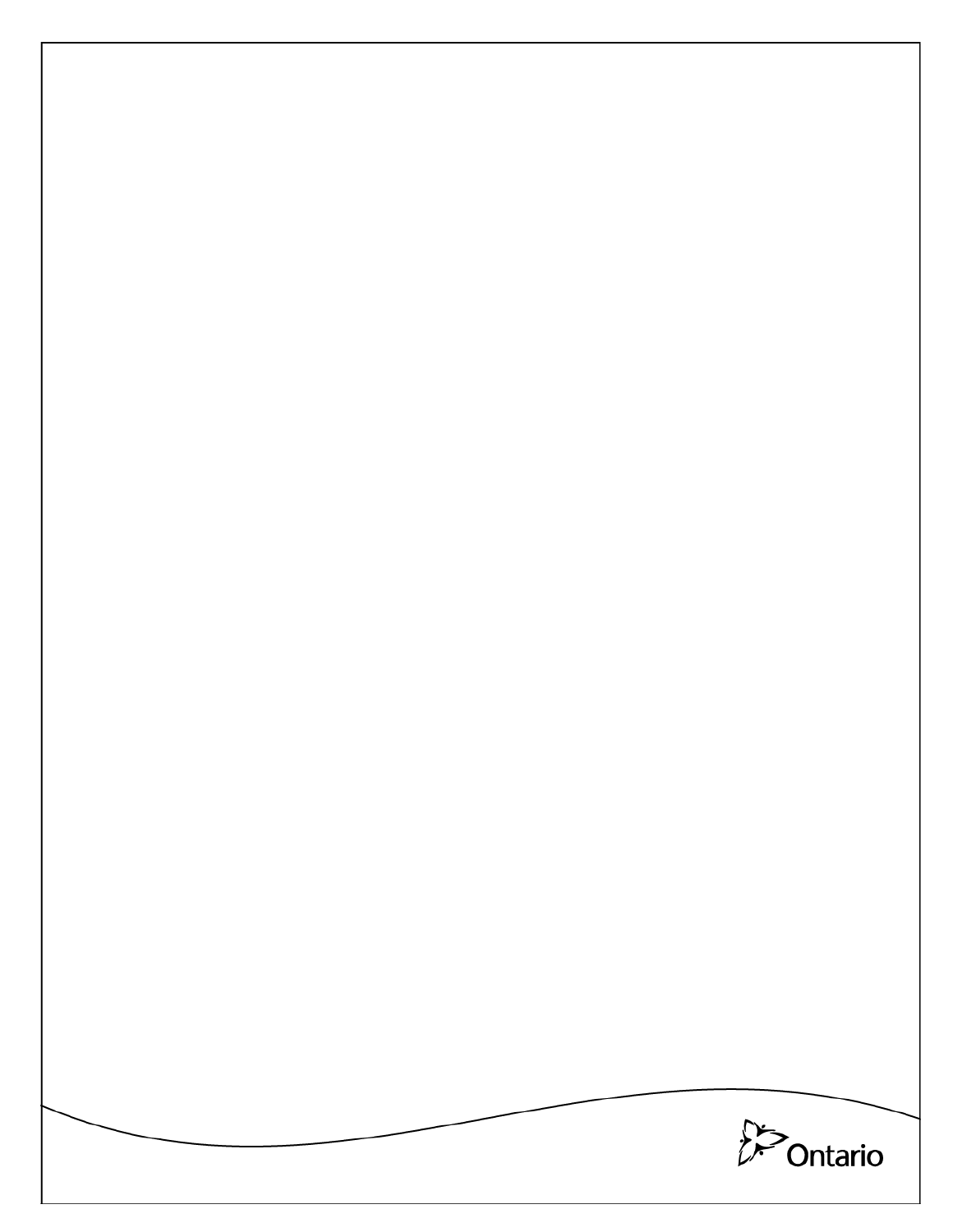Ontario